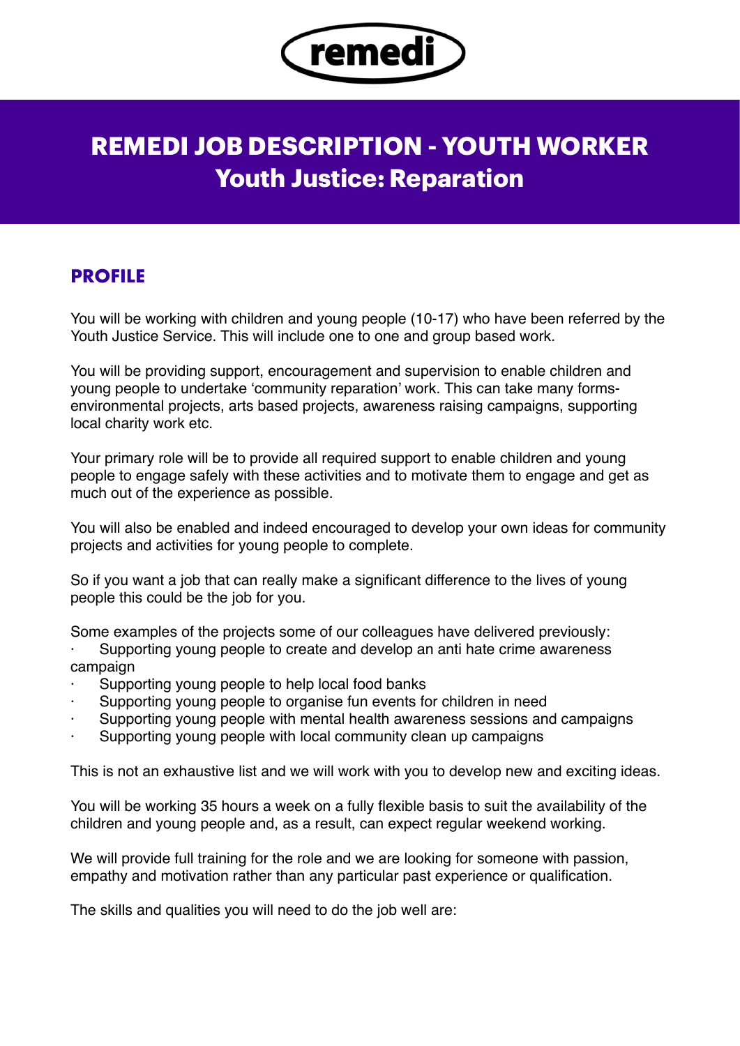remedi

# REMEDI JOB DESCRIPTION - YOUTH WORKER
## Youth Justice: Reparation

### PROFILE

You will be working with children and young people (10-17) who have been referred by the Youth Justice Service. This will include one to one and group based work.

You will be providing support, encouragement and supervision to enable children and young people to undertake 'community reparation' work. This can take many forms- environmental projects, arts based projects, awareness raising campaigns, supporting local charity work etc.

Your primary role will be to provide all required support to enable children and young people to engage safely with these activities and to motivate them to engage and get as much out of the experience as possible.

You will also be enabled and indeed encouraged to develop your own ideas for community projects and activities for young people to complete.

So if you want a job that can really make a significant difference to the lives of young people this could be the job for you.

Some examples of the projects some of our colleagues have delivered previously:

- Supporting young people to create and develop an anti hate crime awareness campaign
- Supporting young people to help local food banks
- Supporting young people to organise fun events for children in need
- Supporting young people with mental health awareness sessions and campaigns
- Supporting young people with local community clean up campaigns

This is not an exhaustive list and we will work with you to develop new and exciting ideas.

You will be working 35 hours a week on a fully flexible basis to suit the availability of the children and young people and, as a result, can expect regular weekend working.

We will provide full training for the role and we are looking for someone with passion, empathy and motivation rather than any particular past experience or qualification.

The skills and qualities you will need to do the job well are: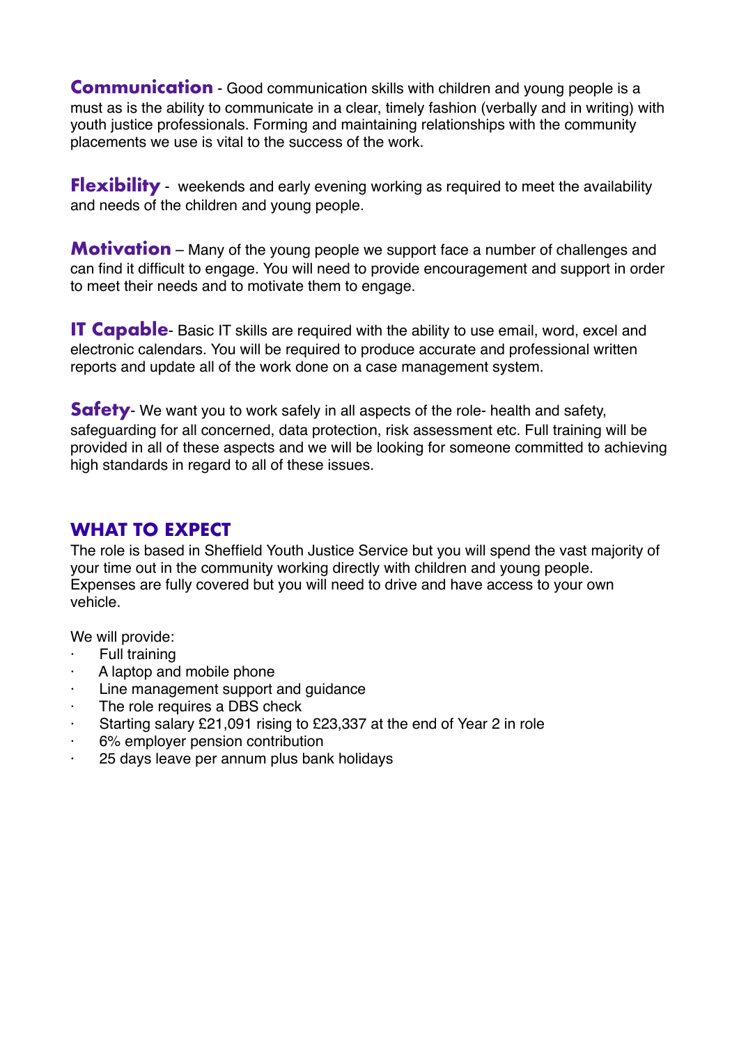**Communication** - Good communication skills with children and young people is a must as is the ability to communicate in a clear, timely fashion (verbally and in writing) with youth justice professionals. Forming and maintaining relationships with the community placements we use is vital to the success of the work.

**Flexibility** - weekends and early evening working as required to meet the availability and needs of the children and young people.

**Motivation** – Many of the young people we support face a number of challenges and can find it difficult to engage. You will need to provide encouragement and support in order to meet their needs and to motivate them to engage.

**IT Capable**- Basic IT skills are required with the ability to use email, word, excel and electronic calendars. You will be required to produce accurate and professional written reports and update all of the work done on a case management system.

**Safety**- We want you to work safely in all aspects of the role- health and safety, safeguarding for all concerned, data protection, risk assessment etc. Full training will be provided in all of these aspects and we will be looking for someone committed to achieving high standards in regard to all of these issues.

## WHAT TO EXPECT

The role is based in Sheffield Youth Justice Service but you will spend the vast majority of your time out in the community working directly with children and young people. Expenses are fully covered but you will need to drive and have access to your own vehicle.

We will provide:

- Full training
- A laptop and mobile phone
- Line management support and guidance
- The role requires a DBS check
- Starting salary £21,091 rising to £23,337 at the end of Year 2 in role
- 6% employer pension contribution
- 25 days leave per annum plus bank holidays